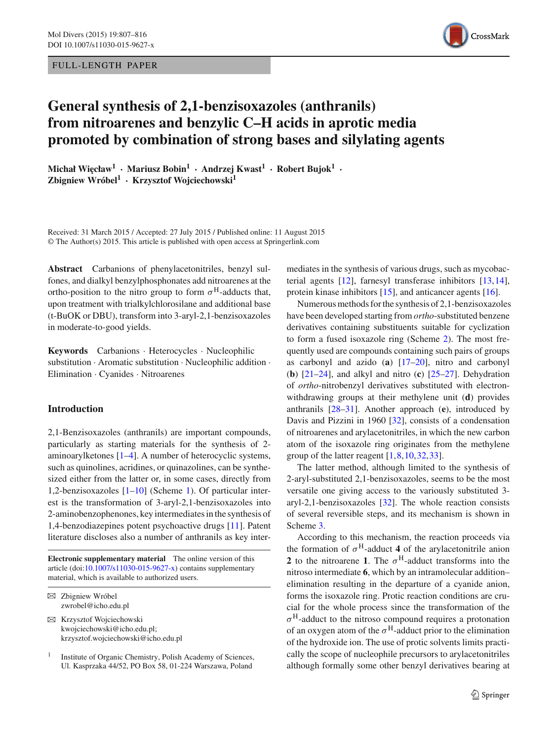FULL-LENGTH PAPER

# General synthesis of 2,1-benzisoxazoles (anthranils) from nitroarenes and benzylic C–H acids in aprotic media promoted by combination of strong bases and silylating agents

**Michał Więcław[1] · Mariusz Bobin[1] · Andrzej Kwast[1] · Robert Bujok[1] · Zbigniew Wróbel[1] · Krzysztof Wojciechowski[1]**

Received: 31 March 2015 / Accepted: 27 July 2015 / Published online: 11 August 2015
© The Author(s) 2015. This article is published with open access at Springerlink.com

**Abstract** Carbanions of phenylacetonitriles, benzyl sulfones, and dialkyl benzylphosphonates add nitroarenes at the ortho-position to the nitro group to form $\sigma^H$-adducts that, upon treatment with trialkylchlorosilane and additional base (t-BuOK or DBU), transform into 3-aryl-2,1-benzisoxazoles in moderate-to-good yields.

**Keywords** Carbanions · Heterocycles · Nucleophilic substitution · Aromatic substitution · Nucleophilic addition · Elimination · Cyanides · Nitroarenes

## Introduction

2,1-Benzisoxazoles (anthranils) are important compounds, particularly as starting materials for the synthesis of 2-aminoarylketones [1–4]. A number of heterocyclic systems, such as quinolines, acridines, or quinazolines, can be synthesized either from the latter or, in some cases, directly from 1,2-benzisoxazoles [1–10] (Scheme 1). Of particular interest is the transformation of 3-aryl-2,1-benzisoxazoles into 2-aminobenzophenones, key intermediates in the synthesis of 1,4-benzodiazepines potent psychoactive drugs [11]. Patent literature discloses also a number of anthranils as key intermediates in the synthesis of various drugs, such as mycobacterial agents [12], farnesyl transferase inhibitors [13,14], protein kinase inhibitors [15], and anticancer agents [16].

Numerous methods for the synthesis of 2,1-benzisoxazoles have been developed starting from *ortho*-substituted benzene derivatives containing substituents suitable for cyclization to form a fused isoxazole ring (Scheme 2). The most frequently used are compounds containing such pairs of groups as carbonyl and azido (**a**) [17–20], nitro and carbonyl (**b**) [21–24], and alkyl and nitro (**c**) [25–27]. Dehydration of *ortho*-nitrobenzyl derivatives substituted with electron-withdrawing groups at their methylene unit (**d**) provides anthranils [28–31]. Another approach (**e**), introduced by Davis and Pizzini in 1960 [32], consists of a condensation of nitroarenes and arylacetonitriles, in which the new carbon atom of the isoxazole ring originates from the methylene group of the latter reagent [1,8,10,32,33].

The latter method, although limited to the synthesis of 2-aryl-substituted 2,1-benzisoxazoles, seems to be the most versatile one giving access to the variously substituted 3-aryl-2,1-benzisoxazoles [32]. The whole reaction consists of several reversible steps, and its mechanism is shown in Scheme 3.

According to this mechanism, the reaction proceeds via the formation of $\sigma^H$-adduct **4** of the arylacetonitrile anion **2** to the nitroarene **1**. The $\sigma^H$-adduct transforms into the nitroso intermediate **6**, which by an intramolecular addition–elimination resulting in the departure of a cyanide anion, forms the isoxazole ring. Protic reaction conditions are crucial for the whole process since the transformation of the $\sigma^H$-adduct to the nitroso compound requires a protonation of an oxygen atom of the $\sigma^H$-adduct prior to the elimination of the hydroxide ion. The use of protic solvents limits practically the scope of nucleophile precursors to arylacetonitriles although formally some other benzyl derivatives bearing at

**Electronic supplementary material** The online version of this article (doi:10.1007/s11030-015-9627-x) contains supplementary material, which is available to authorized users.

✉ Zbigniew Wróbel
zwrobel@icho.edu.pl

✉ Krzysztof Wojciechowski
kwojciechowski@icho.edu.pl;
krzysztof.wojciechowski@icho.edu.pl

[1] Institute of Organic Chemistry, Polish Academy of Sciences, Ul. Kasprzaka 44/52, PO Box 58, 01-224 Warszawa, Poland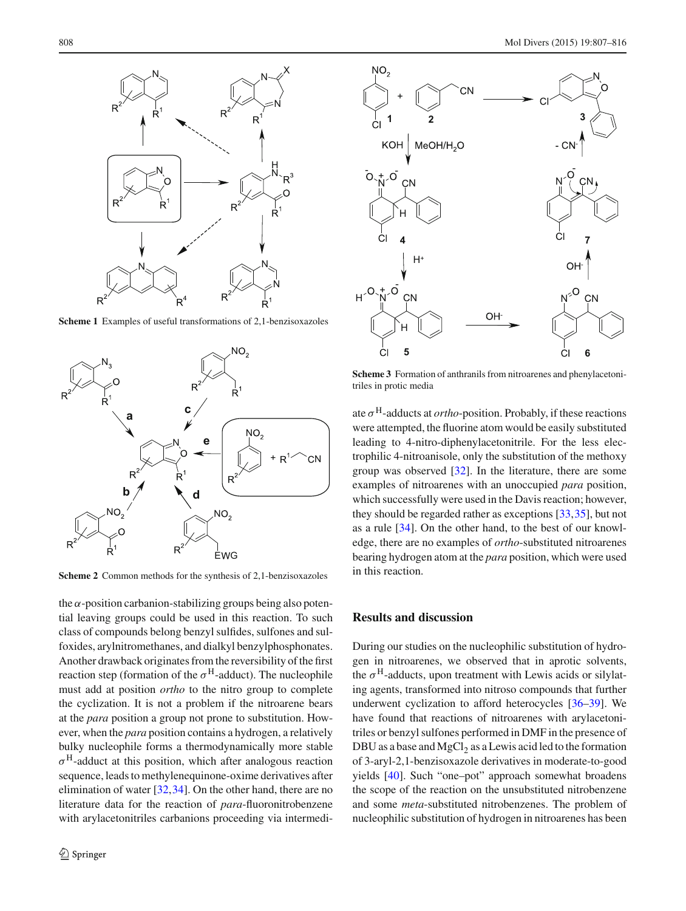Scheme 1 Examples of useful transformations of 2,1-benzisoxazoles

Scheme 2 Common methods for the synthesis of 2,1-benzisoxazoles

the $\alpha$-position carbanion-stabilizing groups being also potential leaving groups could be used in this reaction. To such class of compounds belong benzyl sulfides, sulfones and sulfoxides, arylnitromethanes, and dialkyl benzylphosphonates. Another drawback originates from the reversibility of the first reaction step (formation of the $\sigma^{H}$-adduct). The nucleophile must add at position *ortho* to the nitro group to complete the cyclization. It is not a problem if the nitroarene bears at the *para* position a group not prone to substitution. However, when the *para* position contains a hydrogen, a relatively bulky nucleophile forms a thermodynamically more stable $\sigma^{H}$-adduct at this position, which after analogous reaction sequence, leads to methylenequinone-oxime derivatives after elimination of water [32,34]. On the other hand, there are no literature data for the reaction of *para*-fluoronitrobenzene with arylacetonitriles carbanions proceeding via intermediate $\sigma^{H}$-adducts at *ortho*-position. Probably, if these reactions were attempted, the fluorine atom would be easily substituted leading to 4-nitro-diphenylacetonitrile. For the less electrophilic 4-nitroanisole, only the substitution of the methoxy group was observed [32]. In the literature, there are some examples of nitroarenes with an unoccupied *para* position, which successfully were used in the Davis reaction; however, they should be regarded rather as exceptions [33,35], but not as a rule [34]. On the other hand, to the best of our knowledge, there are no examples of *ortho*-substituted nitroarenes bearing hydrogen atom at the *para* position, which were used in this reaction.

Scheme 3 Formation of anthranils from nitroarenes and phenylacetonitriles in protic media

## Results and discussion

During our studies on the nucleophilic substitution of hydrogen in nitroarenes, we observed that in aprotic solvents, the $\sigma^{H}$-adducts, upon treatment with Lewis acids or silylating agents, transformed into nitroso compounds that further underwent cyclization to afford heterocycles [36–39]. We have found that reactions of nitroarenes with arylacetonitriles or benzyl sulfones performed in DMF in the presence of DBU as a base and $MgCl_2$ as a Lewis acid led to the formation of 3-aryl-2,1-benzisoxazole derivatives in moderate-to-good yields [40]. Such "one–pot" approach somewhat broadens the scope of the reaction on the unsubstituted nitrobenzene and some *meta*-substituted nitrobenzenes. The problem of nucleophilic substitution of hydrogen in nitroarenes has been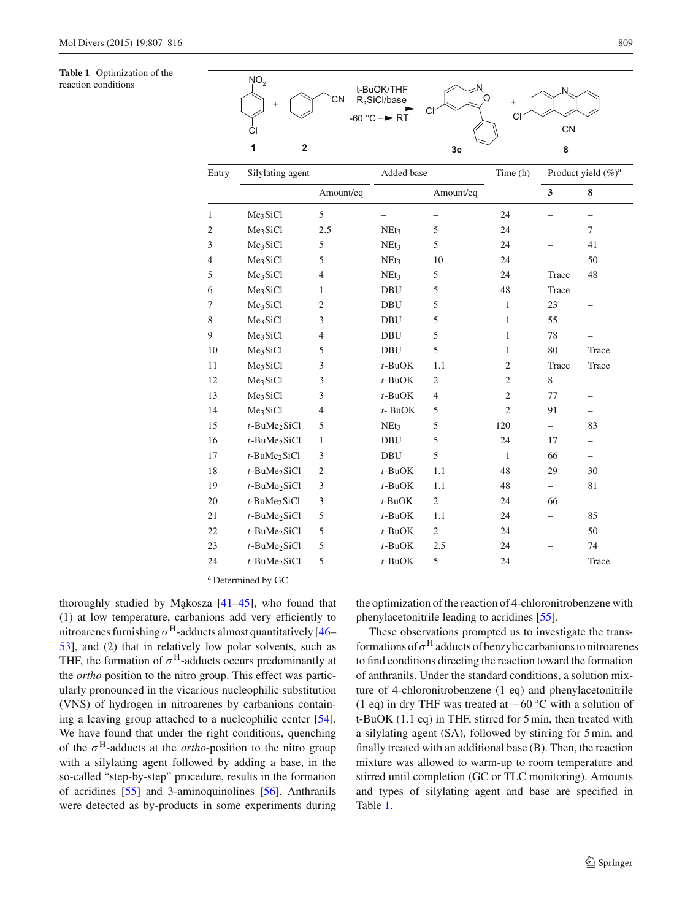**Table 1** Optimization of the reaction conditions

| Entry | Silylating agent | | Added base | | Time (h) | Product yield (%)[a] | |
|---|---|---|---|---|---|---|---|
| | | Amount/eq | | Amount/eq | | **3** | **8** |
| 1 | $Me_3SiCl$ | 5 | – | – | 24 | – | – |
| 2 | $Me_3SiCl$ | 2.5 | $NEt_3$ | 5 | 24 | – | 7 |
| 3 | $Me_3SiCl$ | 5 | $NEt_3$ | 5 | 24 | – | 41 |
| 4 | $Me_3SiCl$ | 5 | $NEt_3$ | 10 | 24 | – | 50 |
| 5 | $Me_3SiCl$ | 4 | $NEt_3$ | 5 | 24 | Trace | 48 |
| 6 | $Me_3SiCl$ | 1 | DBU | 5 | 48 | Trace | – |
| 7 | $Me_3SiCl$ | 2 | DBU | 5 | 1 | 23 | – |
| 8 | $Me_3SiCl$ | 3 | DBU | 5 | 1 | 55 | – |
| 9 | $Me_3SiCl$ | 4 | DBU | 5 | 1 | 78 | – |
| 10 | $Me_3SiCl$ | 5 | DBU | 5 | 1 | 80 | Trace |
| 11 | $Me_3SiCl$ | 3 | *t*-BuOK | 1.1 | 2 | Trace | Trace |
| 12 | $Me_3SiCl$ | 3 | *t*-BuOK | 2 | 2 | 8 | – |
| 13 | $Me_3SiCl$ | 3 | *t*-BuOK | 4 | 2 | 77 | – |
| 14 | $Me_3SiCl$ | 4 | *t*- BuOK | 5 | 2 | 91 | – |
| 15 | *t*-$BuMe_2SiCl$ | 5 | $NEt_3$ | 5 | 120 | – | 83 |
| 16 | *t*-$BuMe_2SiCl$ | 1 | DBU | 5 | 24 | 17 | – |
| 17 | *t*-$BuMe_2SiCl$ | 3 | DBU | 5 | 1 | 66 | – |
| 18 | *t*-$BuMe_2SiCl$ | 2 | *t*-BuOK | 1.1 | 48 | 29 | 30 |
| 19 | *t*-$BuMe_2SiCl$ | 3 | *t*-BuOK | 1.1 | 48 | – | 81 |
| 20 | *t*-$BuMe_2SiCl$ | 3 | *t*-BuOK | 2 | 24 | 66 | – |
| 21 | *t*-$BuMe_2SiCl$ | 5 | *t*-BuOK | 1.1 | 24 | – | 85 |
| 22 | *t*-$BuMe_2SiCl$ | 5 | *t*-BuOK | 2 | 24 | – | 50 |
| 23 | *t*-$BuMe_2SiCl$ | 5 | *t*-BuOK | 2.5 | 24 | – | 74 |
| 24 | *t*-$BuMe_2SiCl$ | 5 | *t*-BuOK | 5 | 24 | – | Trace |

[a] Determined by GC

thoroughly studied by Mąkosza [41–45], who found that (1) at low temperature, carbanions add very efficiently to nitroarenes furnishing $\sigma^H$-adducts almost quantitatively [46–53], and (2) that in relatively low polar solvents, such as THF, the formation of $\sigma^H$-adducts occurs predominantly at the *ortho* position to the nitro group. This effect was particularly pronounced in the vicarious nucleophilic substitution (VNS) of hydrogen in nitroarenes by carbanions containing a leaving group attached to a nucleophilic center [54]. We have found that under the right conditions, quenching of the $\sigma^H$-adducts at the *ortho*-position to the nitro group with a silylating agent followed by adding a base, in the so-called "step-by-step" procedure, results in the formation of acridines [55] and 3-aminoquinolines [56]. Anthranils were detected as by-products in some experiments during the optimization of the reaction of 4-chloronitrobenzene with phenylacetonitrile leading to acridines [55].

These observations prompted us to investigate the transformations of $\sigma^H$ adducts of benzylic carbanions to nitroarenes to find conditions directing the reaction toward the formation of anthranils. Under the standard conditions, a solution mixture of 4-chloronitrobenzene (1 eq) and phenylacetonitrile (1 eq) in dry THF was treated at −60 °C with a solution of t-BuOK (1.1 eq) in THF, stirred for 5 min, then treated with a silylating agent (SA), followed by stirring for 5 min, and finally treated with an additional base (B). Then, the reaction mixture was allowed to warm-up to room temperature and stirred until completion (GC or TLC monitoring). Amounts and types of silylating agent and base are specified in Table 1.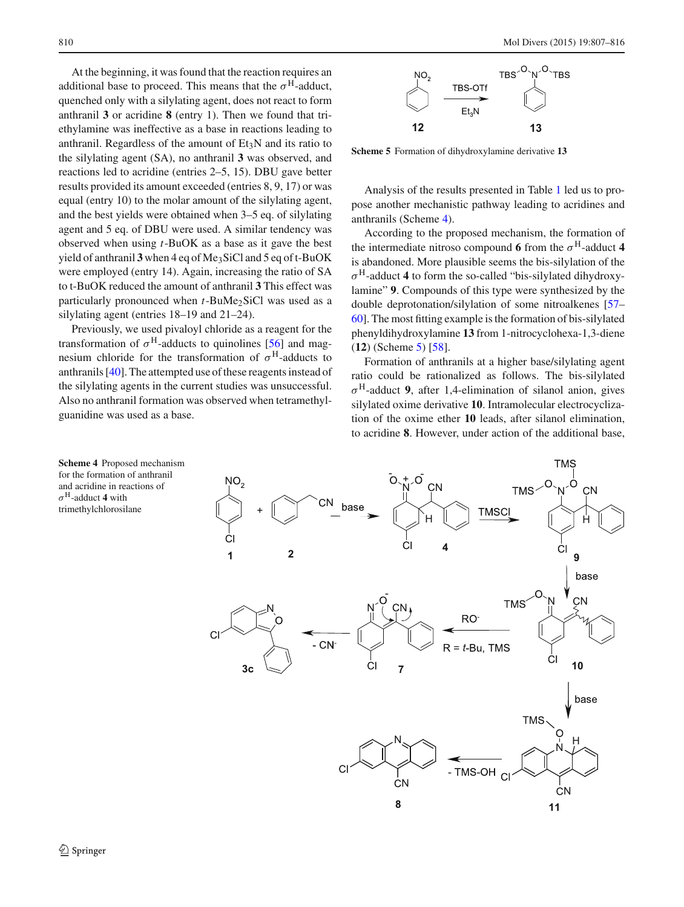At the beginning, it was found that the reaction requires an additional base to proceed. This means that the $\sigma^H$-adduct, quenched only with a silylating agent, does not react to form anthranil **3** or acridine **8** (entry 1). Then we found that triethylamine was ineffective as a base in reactions leading to anthranil. Regardless of the amount of $Et_3N$ and its ratio to the silylating agent (SA), no anthranil **3** was observed, and reactions led to acridine (entries 2–5, 15). DBU gave better results provided its amount exceeded (entries 8, 9, 17) or was equal (entry 10) to the molar amount of the silylating agent, and the best yields were obtained when 3–5 eq. of silylating agent and 5 eq. of DBU were used. A similar tendency was observed when using *t*-BuOK as a base as it gave the best yield of anthranil **3** when 4 eq of $Me_3SiCl$ and 5 eq of t-BuOK were employed (entry 14). Again, increasing the ratio of SA to t-BuOK reduced the amount of anthranil **3** This effect was particularly pronounced when *t*-$BuMe_2SiCl$ was used as a silylating agent (entries 18–19 and 21–24).

Previously, we used pivaloyl chloride as a reagent for the transformation of $\sigma^H$-adducts to quinolines [56] and magnesium chloride for the transformation of $\sigma^H$-adducts to anthranils [40]. The attempted use of these reagents instead of the silylating agents in the current studies was unsuccessful. Also no anthranil formation was observed when tetramethylguanidine was used as a base.

**Scheme 5** Formation of dihydroxylamine derivative **13**

Analysis of the results presented in Table 1 led us to propose another mechanistic pathway leading to acridines and anthranils (Scheme 4).

According to the proposed mechanism, the formation of the intermediate nitroso compound **6** from the $\sigma^H$-adduct **4** is abandoned. More plausible seems the bis-silylation of the $\sigma^H$-adduct **4** to form the so-called "bis-silylated dihydroxylamine" **9**. Compounds of this type were synthesized by the double deprotonation/silylation of some nitroalkenes [57–60]. The most fitting example is the formation of bis-silylated phenyldihydroxylamine **13** from 1-nitrocyclohexa-1,3-diene (**12**) (Scheme 5) [58].

Formation of anthranils at a higher base/silylating agent ratio could be rationalized as follows. The bis-silylated $\sigma^H$-adduct **9**, after 1,4-elimination of silanol anion, gives silylated oxime derivative **10**. Intramolecular electrocyclization of the oxime ether **10** leads, after silanol elimination, to acridine **8**. However, under action of the additional base,

**Scheme 4** Proposed mechanism for the formation of anthranil and acridine in reactions of $\sigma^H$-adduct **4** with trimethylchlorosilane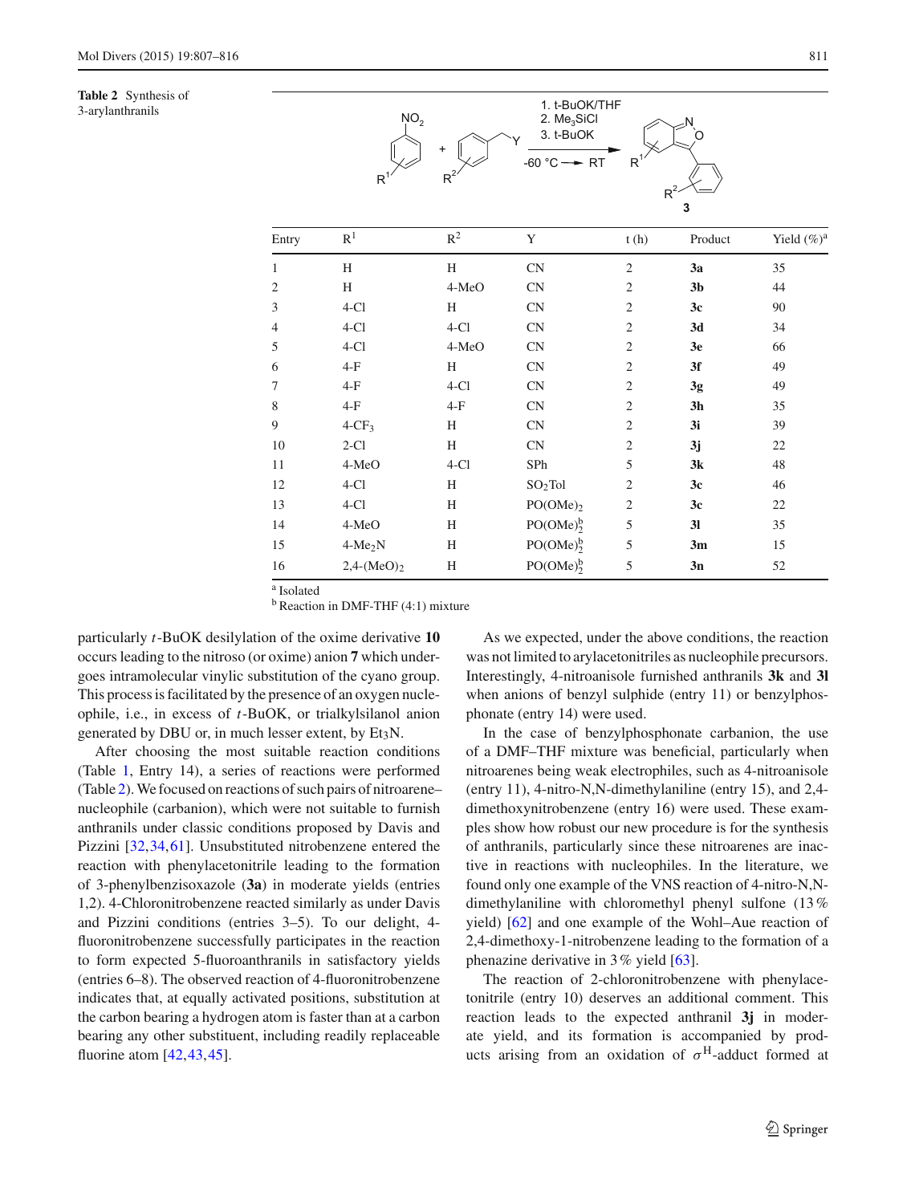**Table 2** Synthesis of 3-arylanthranils

| Entry | $R^1$ | $R^2$ | Y | t (h) | Product | Yield (%)[a] |
|---|---|---|---|---|---|---|
| 1 | H | H | CN | 2 | **3a** | 35 |
| 2 | H | 4-MeO | CN | 2 | **3b** | 44 |
| 3 | 4-Cl | H | CN | 2 | **3c** | 90 |
| 4 | 4-Cl | 4-Cl | CN | 2 | **3d** | 34 |
| 5 | 4-Cl | 4-MeO | CN | 2 | **3e** | 66 |
| 6 | 4-F | H | CN | 2 | **3f** | 49 |
| 7 | 4-F | 4-Cl | CN | 2 | **3g** | 49 |
| 8 | 4-F | 4-F | CN | 2 | **3h** | 35 |
| 9 | 4-$CF_3$ | H | CN | 2 | **3i** | 39 |
| 10 | 2-Cl | H | CN | 2 | **3j** | 22 |
| 11 | 4-MeO | 4-Cl | SPh | 5 | **3k** | 48 |
| 12 | 4-Cl | H | $SO_2$Tol | 2 | **3c** | 46 |
| 13 | 4-Cl | H | $PO(OMe)_2$ | 2 | **3c** | 22 |
| 14 | 4-MeO | H | $PO(OMe)_2$[b] | 5 | **3l** | 35 |
| 15 | 4-$Me_2$N | H | $PO(OMe)_2$[b] | 5 | **3m** | 15 |
| 16 | 2,4-$(MeO)_2$ | H | $PO(OMe)_2$[b] | 5 | **3n** | 52 |

Reaction conditions: 1. t-BuOK/THF, 2. $Me_3SiCl$, 3. t-BuOK; −60 °C → RT

[a] Isolated

[b] Reaction in DMF-THF (4:1) mixture

particularly *t*-BuOK desilylation of the oxime derivative **10** occurs leading to the nitroso (or oxime) anion **7** which undergoes intramolecular vinylic substitution of the cyano group. This process is facilitated by the presence of an oxygen nucleophile, i.e., in excess of *t*-BuOK, or trialkylsilanol anion generated by DBU or, in much lesser extent, by $Et_3N$.

After choosing the most suitable reaction conditions (Table 1, Entry 14), a series of reactions were performed (Table 2). We focused on reactions of such pairs of nitroarene–nucleophile (carbanion), which were not suitable to furnish anthranils under classic conditions proposed by Davis and Pizzini [32,34,61]. Unsubstituted nitrobenzene entered the reaction with phenylacetonitrile leading to the formation of 3-phenylbenzisoxazole (**3a**) in moderate yields (entries 1,2). 4-Chloronitrobenzene reacted similarly as under Davis and Pizzini conditions (entries 3–5). To our delight, 4-fluoronitrobenzene successfully participates in the reaction to form expected 5-fluoroanthranils in satisfactory yields (entries 6–8). The observed reaction of 4-fluoronitrobenzene indicates that, at equally activated positions, substitution at the carbon bearing a hydrogen atom is faster than at a carbon bearing any other substituent, including readily replaceable fluorine atom [42,43,45].

As we expected, under the above conditions, the reaction was not limited to arylacetonitriles as nucleophile precursors. Interestingly, 4-nitroanisole furnished anthranils **3k** and **3l** when anions of benzyl sulphide (entry 11) or benzylphosphonate (entry 14) were used.

In the case of benzylphosphonate carbanion, the use of a DMF–THF mixture was beneficial, particularly when nitroarenes being weak electrophiles, such as 4-nitroanisole (entry 11), 4-nitro-N,N-dimethylaniline (entry 15), and 2,4-dimethoxynitrobenzene (entry 16) were used. These examples show how robust our new procedure is for the synthesis of anthranils, particularly since these nitroarenes are inactive in reactions with nucleophiles. In the literature, we found only one example of the VNS reaction of 4-nitro-N,N-dimethylaniline with chloromethyl phenyl sulfone (13 % yield) [62] and one example of the Wohl–Aue reaction of 2,4-dimethoxy-1-nitrobenzene leading to the formation of a phenazine derivative in 3 % yield [63].

The reaction of 2-chloronitrobenzene with phenylacetonitrile (entry 10) deserves an additional comment. This reaction leads to the expected anthranil **3j** in moderate yield, and its formation is accompanied by products arising from an oxidation of $\sigma^H$-adduct formed at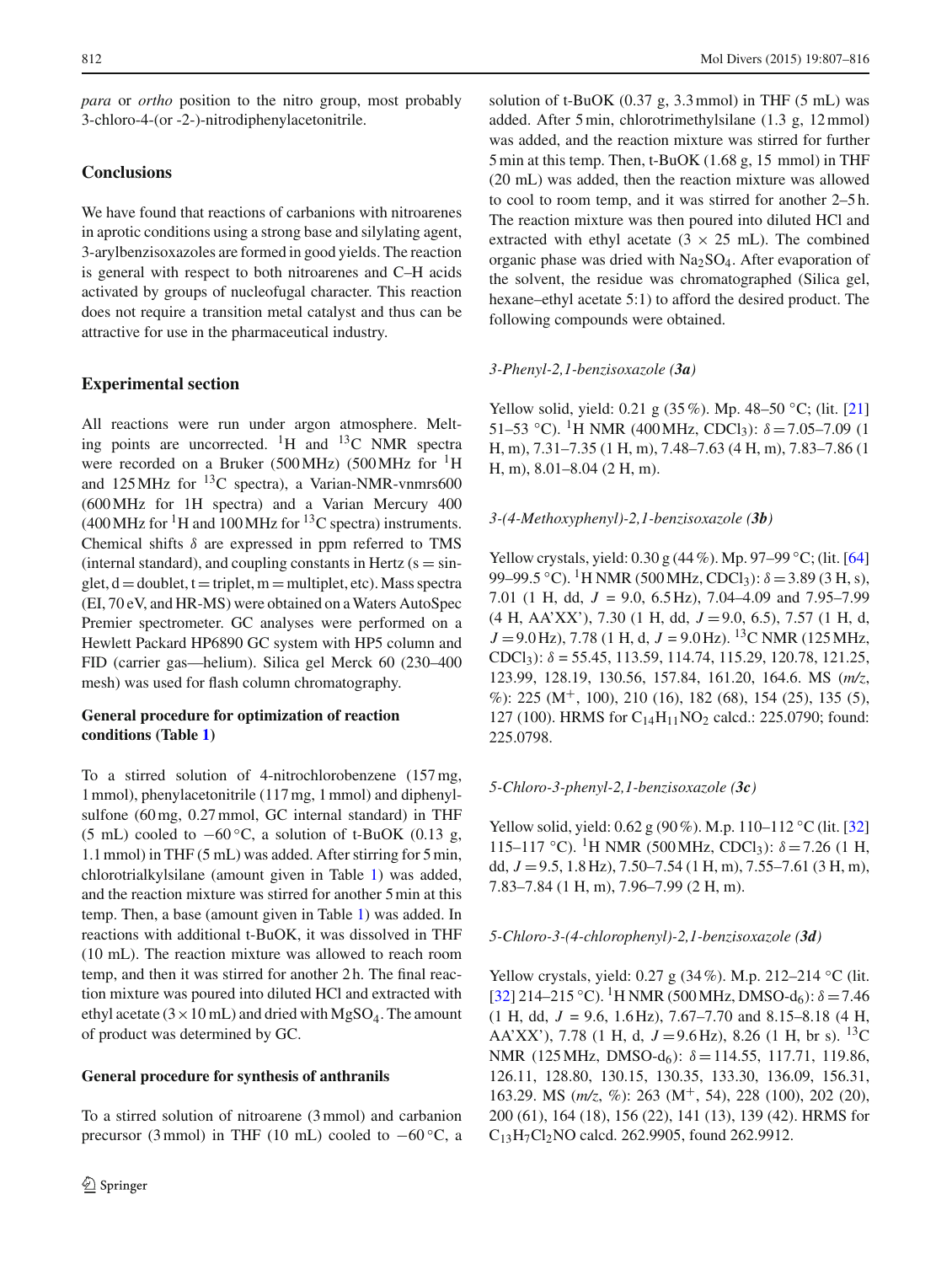*para* or *ortho* position to the nitro group, most probably 3-chloro-4-(or -2-)-nitrodiphenylacetonitrile.

## Conclusions

We have found that reactions of carbanions with nitroarenes in aprotic conditions using a strong base and silylating agent, 3-arylbenzisoxazoles are formed in good yields. The reaction is general with respect to both nitroarenes and C–H acids activated by groups of nucleofugal character. This reaction does not require a transition metal catalyst and thus can be attractive for use in the pharmaceutical industry.

## Experimental section

All reactions were run under argon atmosphere. Melting points are uncorrected. $^{1}$H and $^{13}$C NMR spectra were recorded on a Bruker (500 MHz) (500 MHz for $^{1}$H and 125 MHz for $^{13}$C spectra), a Varian-NMR-vnmrs600 (600 MHz for 1H spectra) and a Varian Mercury 400 (400 MHz for $^{1}$H and 100 MHz for $^{13}$C spectra) instruments. Chemical shifts $\delta$ are expressed in ppm referred to TMS (internal standard), and coupling constants in Hertz (s = singlet, d = doublet, t = triplet, m = multiplet, etc). Mass spectra (EI, 70 eV, and HR-MS) were obtained on a Waters AutoSpec Premier spectrometer. GC analyses were performed on a Hewlett Packard HP6890 GC system with HP5 column and FID (carrier gas—helium). Silica gel Merck 60 (230–400 mesh) was used for flash column chromatography.

### General procedure for optimization of reaction conditions (Table 1)

To a stirred solution of 4-nitrochlorobenzene (157 mg, 1 mmol), phenylacetonitrile (117 mg, 1 mmol) and diphenylsulfone (60 mg, 0.27 mmol, GC internal standard) in THF (5 mL) cooled to −60 °C, a solution of t-BuOK (0.13 g, 1.1 mmol) in THF (5 mL) was added. After stirring for 5 min, chlorotrialkylsilane (amount given in Table 1) was added, and the reaction mixture was stirred for another 5 min at this temp. Then, a base (amount given in Table 1) was added. In reactions with additional t-BuOK, it was dissolved in THF (10 mL). The reaction mixture was allowed to reach room temp, and then it was stirred for another 2 h. The final reaction mixture was poured into diluted HCl and extracted with ethyl acetate (3 × 10 mL) and dried with $MgSO_4$. The amount of product was determined by GC.

### General procedure for synthesis of anthranils

To a stirred solution of nitroarene (3 mmol) and carbanion precursor (3 mmol) in THF (10 mL) cooled to −60 °C, a solution of t-BuOK (0.37 g, 3.3 mmol) in THF (5 mL) was added. After 5 min, chlorotrimethylsilane (1.3 g, 12 mmol) was added, and the reaction mixture was stirred for further 5 min at this temp. Then, t-BuOK (1.68 g, 15 mmol) in THF (20 mL) was added, then the reaction mixture was allowed to cool to room temp, and it was stirred for another 2–5 h. The reaction mixture was then poured into diluted HCl and extracted with ethyl acetate (3 × 25 mL). The combined organic phase was dried with $Na_2SO_4$. After evaporation of the solvent, the residue was chromatographed (Silica gel, hexane–ethyl acetate 5:1) to afford the desired product. The following compounds were obtained.

#### *3-Phenyl-2,1-benzisoxazole (**3a**)*

Yellow solid, yield: 0.21 g (35 %). Mp. 48–50 °C; (lit. [21] 51–53 °C). $^{1}$H NMR (400 MHz, $CDCl_3$): $\delta$ = 7.05–7.09 (1 H, m), 7.31–7.35 (1 H, m), 7.48–7.63 (4 H, m), 7.83–7.86 (1 H, m), 8.01–8.04 (2 H, m).

#### *3-(4-Methoxyphenyl)-2,1-benzisoxazole (**3b**)*

Yellow crystals, yield: 0.30 g (44 %). Mp. 97–99 °C; (lit. [64] 99–99.5 °C). $^{1}$H NMR (500 MHz, $CDCl_3$): $\delta$ = 3.89 (3 H, s), 7.01 (1 H, dd, $J$ = 9.0, 6.5 Hz), 7.04–4.09 and 7.95–7.99 (4 H, AA'XX'), 7.30 (1 H, dd, $J$ = 9.0, 6.5), 7.57 (1 H, d, $J$ = 9.0 Hz), 7.78 (1 H, d, $J$ = 9.0 Hz). $^{13}$C NMR (125 MHz, $CDCl_3$): $\delta$ = 55.45, 113.59, 114.74, 115.29, 120.78, 121.25, 123.99, 128.19, 130.56, 157.84, 161.20, 164.6. MS (*m/z*, %): 225 ($M^{+}$, 100), 210 (16), 182 (68), 154 (25), 135 (5), 127 (100). HRMS for $C_{14}H_{11}NO_2$ calcd.: 225.0790; found: 225.0798.

#### *5-Chloro-3-phenyl-2,1-benzisoxazole (**3c**)*

Yellow solid, yield: 0.62 g (90 %). M.p. 110–112 °C (lit. [32] 115–117 °C). $^{1}$H NMR (500 MHz, $CDCl_3$): $\delta$ = 7.26 (1 H, dd, $J$ = 9.5, 1.8 Hz), 7.50–7.54 (1 H, m), 7.55–7.61 (3 H, m), 7.83–7.84 (1 H, m), 7.96–7.99 (2 H, m).

#### *5-Chloro-3-(4-chlorophenyl)-2,1-benzisoxazole (**3d**)*

Yellow crystals, yield: 0.27 g (34 %). M.p. 212–214 °C (lit. [32] 214–215 °C). $^{1}$H NMR (500 MHz, DMSO-$d_6$): $\delta$ = 7.46 (1 H, dd, $J$ = 9.6, 1.6 Hz), 7.67–7.70 and 8.15–8.18 (4 H, AA'XX'), 7.78 (1 H, d, $J$ = 9.6 Hz), 8.26 (1 H, br s). $^{13}$C NMR (125 MHz, DMSO-$d_6$): $\delta$ = 114.55, 117.71, 119.86, 126.11, 128.80, 130.15, 130.35, 133.30, 136.09, 156.31, 163.29. MS (*m/z*, %): 263 ($M^{+}$, 54), 228 (100), 202 (20), 200 (61), 164 (18), 156 (22), 141 (13), 139 (42). HRMS for $C_{13}H_7Cl_2NO$ calcd. 262.9905, found 262.9912.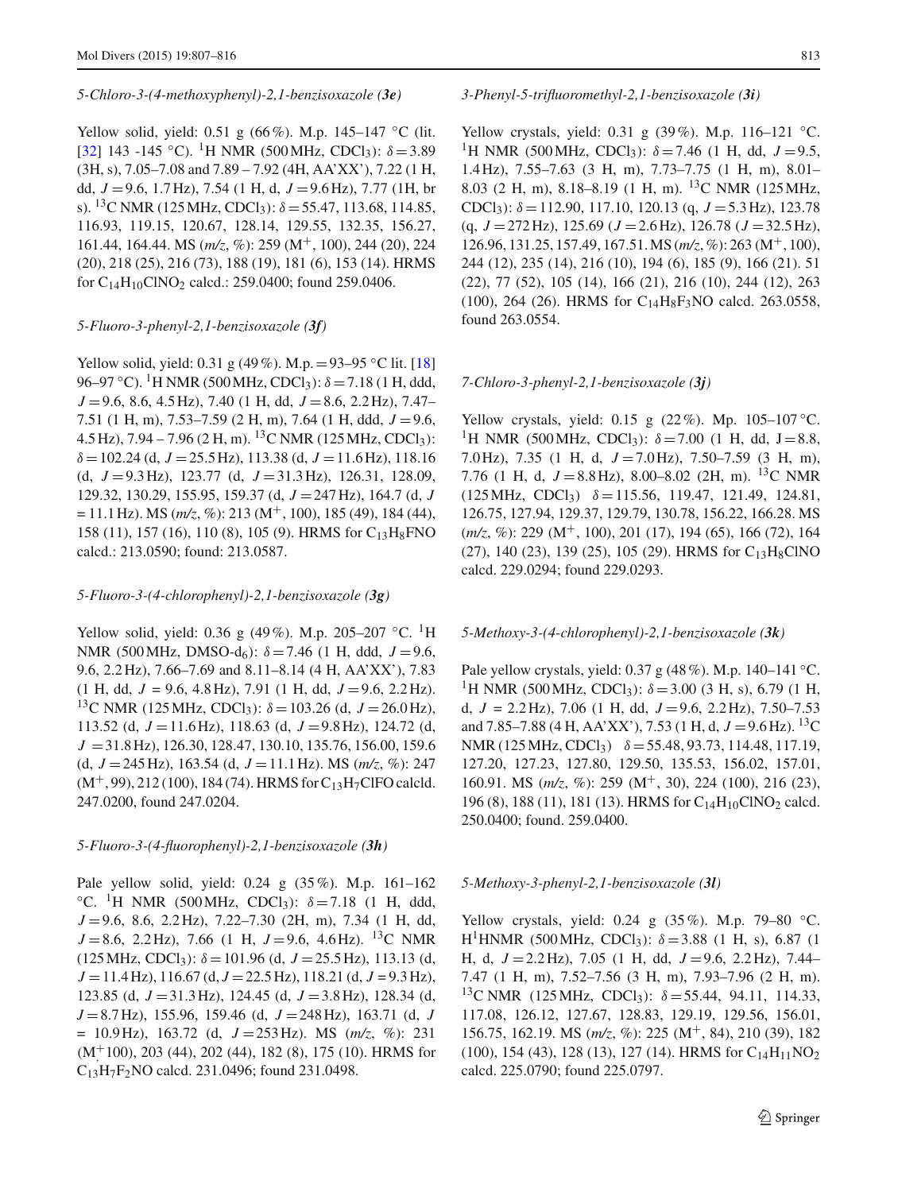*5-Chloro-3-(4-methoxyphenyl)-2,1-benzisoxazole (**3e**)*

Yellow solid, yield: 0.51 g (66 %). M.p. 145–147 °C (lit. [32] 143 -145 °C). $^{1}$H NMR (500 MHz, CDCl$_3$): $\delta = 3.89$ (3H, s), 7.05–7.08 and 7.89 – 7.92 (4H, AA'XX'), 7.22 (1 H, dd, $J = 9.6$, 1.7 Hz), 7.54 (1 H, d, $J = 9.6$ Hz), 7.77 (1H, br s). $^{13}$C NMR (125 MHz, CDCl$_3$): $\delta = 55.47$, 113.68, 114.85, 116.93, 119.15, 120.67, 128.14, 129.55, 132.35, 156.27, 161.44, 164.44. MS (*m/z*, %): 259 (M$^+$, 100), 244 (20), 224 (20), 218 (25), 216 (73), 188 (19), 181 (6), 153 (14). HRMS for $C_{14}H_{10}ClNO_2$ calcd.: 259.0400; found 259.0406.

*5-Fluoro-3-phenyl-2,1-benzisoxazole (**3f**)*

Yellow solid, yield: 0.31 g (49 %). M.p. = 93–95 °C lit. [18] 96–97 °C). $^{1}$H NMR (500 MHz, CDCl$_3$): $\delta = 7.18$ (1 H, ddd, $J = 9.6$, 8.6, 4.5 Hz), 7.40 (1 H, dd, $J = 8.6$, 2.2 Hz), 7.47–7.51 (1 H, m), 7.53–7.59 (2 H, m), 7.64 (1 H, ddd, $J = 9.6$, 4.5 Hz), 7.94 – 7.96 (2 H, m). $^{13}$C NMR (125 MHz, CDCl$_3$): $\delta = 102.24$ (d, $J = 25.5$ Hz), 113.38 (d, $J = 11.6$ Hz), 118.16 (d, $J = 9.3$ Hz), 123.77 (d, $J = 31.3$ Hz), 126.31, 128.09, 129.32, 130.29, 155.95, 159.37 (d, $J = 247$ Hz), 164.7 (d, $J = 11.1$ Hz). MS (*m/z*, %): 213 (M$^+$, 100), 185 (49), 184 (44), 158 (11), 157 (16), 110 (8), 105 (9). HRMS for $C_{13}H_8FNO$ calcd.: 213.0590; found: 213.0587.

*5-Fluoro-3-(4-chlorophenyl)-2,1-benzisoxazole (**3g**)*

Yellow solid, yield: 0.36 g (49 %). M.p. 205–207 °C. $^{1}$H NMR (500 MHz, DMSO-d$_6$): $\delta = 7.46$ (1 H, ddd, $J = 9.6$, 9.6, 2.2 Hz), 7.66–7.69 and 8.11–8.14 (4 H, AA'XX'), 7.83 (1 H, dd, $J$ = 9.6, 4.8 Hz), 7.91 (1 H, dd, $J = 9.6$, 2.2 Hz). $^{13}$C NMR (125 MHz, CDCl$_3$): $\delta = 103.26$ (d, $J = 26.0$ Hz), 113.52 (d, $J = 11.6$ Hz), 118.63 (d, $J = 9.8$ Hz), 124.72 (d, $J = 31.8$ Hz), 126.30, 128.47, 130.10, 135.76, 156.00, 159.6 (d, $J = 245$ Hz), 163.54 (d, $J = 11.1$ Hz). MS (*m/z*, %): 247 (M$^+$, 99), 212 (100), 184 (74). HRMS for $C_{13}H_7ClFO$ calcld. 247.0200, found 247.0204.

*5-Fluoro-3-(4-fluorophenyl)-2,1-benzisoxazole (**3h**)*

Pale yellow solid, yield: 0.24 g (35 %). M.p. 161–162 °C. $^{1}$H NMR (500 MHz, CDCl$_3$): $\delta = 7.18$ (1 H, ddd, $J = 9.6$, 8.6, 2.2 Hz), 7.22–7.30 (2H, m), 7.34 (1 H, dd, $J = 8.6$, 2.2 Hz), 7.66 (1 H, $J = 9.6$, 4.6 Hz). $^{13}$C NMR (125 MHz, CDCl$_3$): $\delta = 101.96$ (d, $J = 25.5$ Hz), 113.13 (d, $J = 11.4$ Hz), 116.67 (d, $J = 22.5$ Hz), 118.21 (d, $J = 9.3$ Hz), 123.85 (d, $J = 31.3$ Hz), 124.45 (d, $J = 3.8$ Hz), 128.34 (d, $J = 8.7$ Hz), 155.96, 159.46 (d, $J = 248$ Hz), 163.71 (d, $J$ = 10.9 Hz), 163.72 (d, $J = 253$ Hz). MS (*m/z*, %): 231 (M$^+$ 100), 203 (44), 202 (44), 182 (8), 175 (10). HRMS for $C_{13}H_7F_2NO$ calcd. 231.0496; found 231.0498.

*3-Phenyl-5-trifluoromethyl-2,1-benzisoxazole (**3i**)*

Yellow crystals, yield: 0.31 g (39 %). M.p. 116–121 °C. $^{1}$H NMR (500 MHz, CDCl$_3$): $\delta = 7.46$ (1 H, dd, $J = 9.5$, 1.4 Hz), 7.55–7.63 (3 H, m), 7.73–7.75 (1 H, m), 8.01–8.03 (2 H, m), 8.18–8.19 (1 H, m). $^{13}$C NMR (125 MHz, CDCl$_3$): $\delta = 112.90$, 117.10, 120.13 (q, $J = 5.3$ Hz), 123.78 (q, $J = 272$ Hz), 125.69 ($J = 2.6$ Hz), 126.78 ($J = 32.5$ Hz), 126.96, 131.25, 157.49, 167.51. MS (*m/z*, %): 263 (M$^+$, 100), 244 (12), 235 (14), 216 (10), 194 (6), 185 (9), 166 (21). 51 (22), 77 (52), 105 (14), 166 (21), 216 (10), 244 (12), 263 (100), 264 (26). HRMS for $C_{14}H_8F_3NO$ calcd. 263.0558, found 263.0554.

*7-Chloro-3-phenyl-2,1-benzisoxazole (**3j**)*

Yellow crystals, yield: 0.15 g (22 %). Mp. 105–107 °C. $^{1}$H NMR (500 MHz, CDCl$_3$): $\delta = 7.00$ (1 H, dd, J = 8.8, 7.0 Hz), 7.35 (1 H, d, $J = 7.0$ Hz), 7.50–7.59 (3 H, m), 7.76 (1 H, d, $J = 8.8$ Hz), 8.00–8.02 (2H, m). $^{13}$C NMR (125 MHz, CDCl$_3$) $\delta = 115.56$, 119.47, 121.49, 124.81, 126.75, 127.94, 129.37, 129.79, 130.78, 156.22, 166.28. MS (*m/z*, %): 229 (M$^+$, 100), 201 (17), 194 (65), 166 (72), 164 (27), 140 (23), 139 (25), 105 (29). HRMS for $C_{13}H_8ClNO$ calcd. 229.0294; found 229.0293.

*5-Methoxy-3-(4-chlorophenyl)-2,1-benzisoxazole (**3k**)*

Pale yellow crystals, yield: 0.37 g (48 %). M.p. 140–141 °C. $^{1}$H NMR (500 MHz, CDCl$_3$): $\delta = 3.00$ (3 H, s), 6.79 (1 H, d, $J$ = 2.2 Hz), 7.06 (1 H, dd, $J = 9.6$, 2.2 Hz), 7.50–7.53 and 7.85–7.88 (4 H, AA'XX'), 7.53 (1 H, d, $J = 9.6$ Hz). $^{13}$C NMR (125 MHz, CDCl$_3$) $\delta = 55.48$, 93.73, 114.48, 117.19, 127.20, 127.23, 127.80, 129.50, 135.53, 156.02, 157.01, 160.91. MS (*m/z*, %): 259 (M$^+$, 30), 224 (100), 216 (23), 196 (8), 188 (11), 181 (13). HRMS for $C_{14}H_{10}ClNO_2$ calcd. 250.0400; found. 259.0400.

*5-Methoxy-3-phenyl-2,1-benzisoxazole (**3l**)*

Yellow crystals, yield: 0.24 g (35 %). M.p. 79–80 °C. H$^1$HNMR (500 MHz, CDCl$_3$): $\delta = 3.88$ (1 H, s), 6.87 (1 H, d, $J = 2.2$ Hz), 7.05 (1 H, dd, $J = 9.6$, 2.2 Hz), 7.44–7.47 (1 H, m), 7.52–7.56 (3 H, m), 7.93–7.96 (2 H, m). $^{13}$C NMR (125 MHz, CDCl$_3$): $\delta = 55.44$, 94.11, 114.33, 117.08, 126.12, 127.67, 128.83, 129.19, 129.56, 156.01, 156.75, 162.19. MS (*m/z*, %): 225 (M$^+$, 84), 210 (39), 182 (100), 154 (43), 128 (13), 127 (14). HRMS for $C_{14}H_{11}NO_2$ calcd. 225.0790; found 225.0797.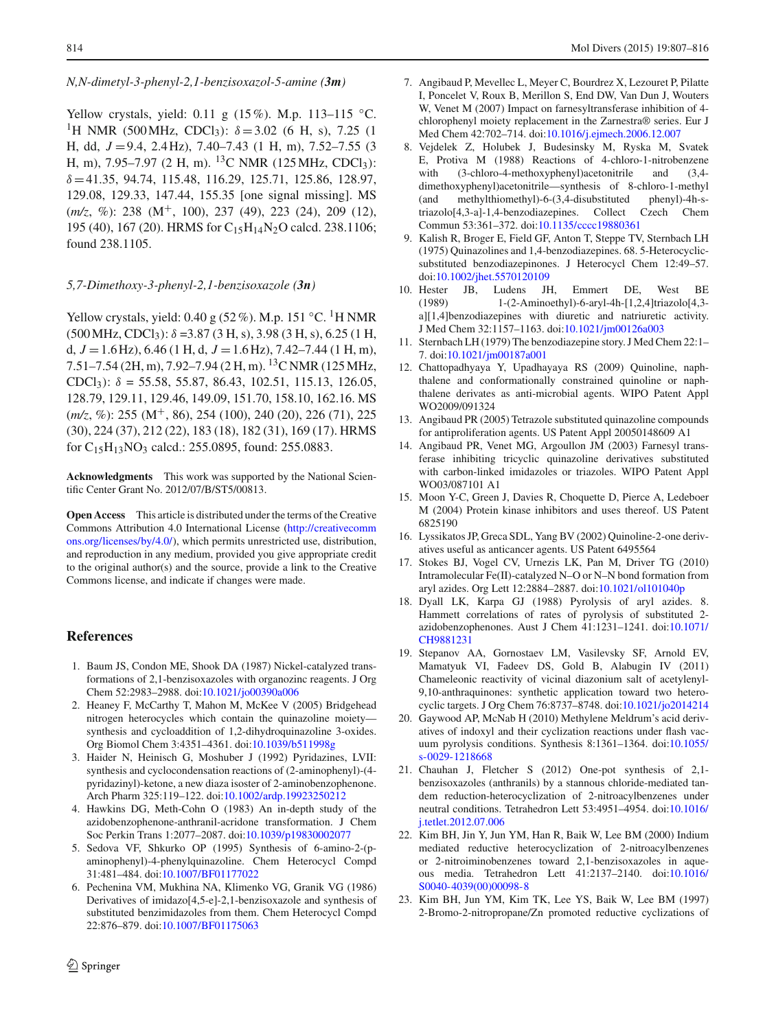*N,N-dimetyl-3-phenyl-2,1-benzisoxazol-5-amine (**3m**)*

Yellow crystals, yield: 0.11 g (15 %). M.p. 113–115 °C. $^{1}$H NMR (500 MHz, $CDCl_3$): $\delta = 3.02$ (6 H, s), 7.25 (1 H, dd, $J = 9.4$, 2.4 Hz), 7.40–7.43 (1 H, m), 7.52–7.55 (3 H, m), 7.95–7.97 (2 H, m). $^{13}$C NMR (125 MHz, $CDCl_3$): $\delta = 41.35$, 94.74, 115.48, 116.29, 125.71, 125.86, 128.97, 129.08, 129.33, 147.44, 155.35 [one signal missing]. MS (*m/z*, %): 238 ($M^{+}$, 100), 237 (49), 223 (24), 209 (12), 195 (40), 167 (20). HRMS for $C_{15}H_{14}N_2O$ calcd. 238.1106; found 238.1105.

*5,7-Dimethoxy-3-phenyl-2,1-benzisoxazole (**3n**)*

Yellow crystals, yield: 0.40 g (52 %). M.p. 151 °C. $^{1}$H NMR (500 MHz, $CDCl_3$): $\delta = 3.87$ (3 H, s), 3.98 (3 H, s), 6.25 (1 H, d, $J = 1.6$ Hz), 6.46 (1 H, d, $J = 1.6$ Hz), 7.42–7.44 (1 H, m), 7.51–7.54 (2H, m), 7.92–7.94 (2 H, m). $^{13}$C NMR (125 MHz, $CDCl_3$): $\delta$ = 55.58, 55.87, 86.43, 102.51, 115.13, 126.05, 128.79, 129.11, 129.46, 149.09, 151.70, 158.10, 162.16. MS (*m/z*, %): 255 ($M^{+}$, 86), 254 (100), 240 (20), 226 (71), 225 (30), 224 (37), 212 (22), 183 (18), 182 (31), 169 (17). HRMS for $C_{15}H_{13}NO_3$ calcd.: 255.0895, found: 255.0883.

**Acknowledgments** This work was supported by the National Scientific Center Grant No. 2012/07/B/ST5/00813.

**Open Access** This article is distributed under the terms of the Creative Commons Attribution 4.0 International License (http://creativecommons.org/licenses/by/4.0/), which permits unrestricted use, distribution, and reproduction in any medium, provided you give appropriate credit to the original author(s) and the source, provide a link to the Creative Commons license, and indicate if changes were made.

## References

1. Baum JS, Condon ME, Shook DA (1987) Nickel-catalyzed transformations of 2,1-benzisoxazoles with organozinc reagents. J Org Chem 52:2983–2988. doi:10.1021/jo00390a006
2. Heaney F, McCarthy T, Mahon M, McKee V (2005) Bridgehead nitrogen heterocycles which contain the quinazoline moiety—synthesis and cycloaddition of 1,2-dihydroquinazoline 3-oxides. Org Biomol Chem 3:4351–4361. doi:10.1039/b511998g
3. Haider N, Heinisch G, Moshuber J (1992) Pyridazines, LVII: synthesis and cyclocondensation reactions of (2-aminophenyl)-(4-pyridazinyl)-ketone, a new diaza isoster of 2-aminobenzophenone. Arch Pharm 325:119–122. doi:10.1002/ardp.19923250212
4. Hawkins DG, Meth-Cohn O (1983) An in-depth study of the azidobenzophenone-anthranil-acridone transformation. J Chem Soc Perkin Trans 1:2077–2087. doi:10.1039/p19830002077
5. Sedova VF, Shkurko OP (1995) Synthesis of 6-amino-2-(p-aminophenyl)-4-phenylquinazoline. Chem Heterocycl Compd 31:481–484. doi:10.1007/BF01177022
6. Pechenina VM, Mukhina NA, Klimenko VG, Granik VG (1986) Derivatives of imidazo[4,5-e]-2,1-benzisoxazole and synthesis of substituted benzimidazoles from them. Chem Heterocycl Compd 22:876–879. doi:10.1007/BF01175063
7. Angibaud P, Mevellec L, Meyer C, Bourdrez X, Lezouret P, Pilatte I, Poncelet V, Roux B, Merillon S, End DW, Van Dun J, Wouters W, Venet M (2007) Impact on farnesyltransferase inhibition of 4-chlorophenyl moiety replacement in the Zarnestra® series. Eur J Med Chem 42:702–714. doi:10.1016/j.ejmech.2006.12.007
8. Vejdelek Z, Holubek J, Budesinsky M, Ryska M, Svatek E, Protiva M (1988) Reactions of 4-chloro-1-nitrobenzene with (3-chloro-4-methoxyphenyl)acetonitrile and (3,4-dimethoxyphenyl)acetonitrile—synthesis of 8-chloro-1-methyl (and methylthiomethyl)-6-(3,4-disubstituted phenyl)-4h-s-triazolo[4,3-a]-1,4-benzodiazepines. Collect Czech Chem Commun 53:361–372. doi:10.1135/cccc19880361
9. Kalish R, Broger E, Field GF, Anton T, Steppe TV, Sternbach LH (1975) Quinazolines and 1,4-benzodiazepines. 68. 5-Heterocyclic-substituted benzodiazepinones. J Heterocycl Chem 12:49–57. doi:10.1002/jhet.5570120109
10. Hester JB, Ludens JH, Emmert DE, West BE (1989) 1-(2-Aminoethyl)-6-aryl-4h-[1,2,4]triazolo[4,3-a][1,4]benzodiazepines with diuretic and natriuretic activity. J Med Chem 32:1157–1163. doi:10.1021/jm00126a003
11. Sternbach LH (1979) The benzodiazepine story. J Med Chem 22:1–7. doi:10.1021/jm00187a001
12. Chattopadhyaya Y, Upadhayaya RS (2009) Quinoline, naphthalene and conformationally constrained quinoline or naphthalene derivates as anti-microbial agents. WIPO Patent Appl WO2009/091324
13. Angibaud PR (2005) Tetrazole substituted quinazoline compounds for antiproliferation agents. US Patent Appl 20050148609 A1
14. Angibaud PR, Venet MG, Argoullon JM (2003) Farnesyl transferase inhibiting tricyclic quinazoline derivatives substituted with carbon-linked imidazoles or triazoles. WIPO Patent Appl WO03/087101 A1
15. Moon Y-C, Green J, Davies R, Choquette D, Pierce A, Ledeboer M (2004) Protein kinase inhibitors and uses thereof. US Patent 6825190
16. Lyssikatos JP, Greca SDL, Yang BV (2002) Quinoline-2-one derivatives useful as anticancer agents. US Patent 6495564
17. Stokes BJ, Vogel CV, Urnezis LK, Pan M, Driver TG (2010) Intramolecular Fe(II)-catalyzed N–O or N–N bond formation from aryl azides. Org Lett 12:2884–2887. doi:10.1021/ol101040p
18. Dyall LK, Karpa GJ (1988) Pyrolysis of aryl azides. 8. Hammett correlations of rates of pyrolysis of substituted 2-azidobenzophenones. Aust J Chem 41:1231–1241. doi:10.1071/CH9881231
19. Stepanov AA, Gornostaev LM, Vasilevsky SF, Arnold EV, Mamatyuk VI, Fadeev DS, Gold B, Alabugin IV (2011) Chameleonic reactivity of vicinal diazonium salt of acetylenyl-9,10-anthraquinones: synthetic application toward two heterocyclic targets. J Org Chem 76:8737–8748. doi:10.1021/jo2014214
20. Gaywood AP, McNab H (2010) Methylene Meldrum's acid derivatives of indoxyl and their cyclization reactions under flash vacuum pyrolysis conditions. Synthesis 8:1361–1364. doi:10.1055/s-0029-1218668
21. Chauhan J, Fletcher S (2012) One-pot synthesis of 2,1-benzisoxazoles (anthranils) by a stannous chloride-mediated tandem reduction-heterocyclization of 2-nitroacylbenzenes under neutral conditions. Tetrahedron Lett 53:4951–4954. doi:10.1016/j.tetlet.2012.07.006
22. Kim BH, Jin Y, Jun YM, Han R, Baik W, Lee BM (2000) Indium mediated reductive heterocyclization of 2-nitroacylbenzenes or 2-nitroiminobenzenes toward 2,1-benzisoxazoles in aqueous media. Tetrahedron Lett 41:2137–2140. doi:10.1016/S0040-4039(00)00098-8
23. Kim BH, Jun YM, Kim TK, Lee YS, Baik W, Lee BM (1997) 2-Bromo-2-nitropropane/Zn promoted reductive cyclizations of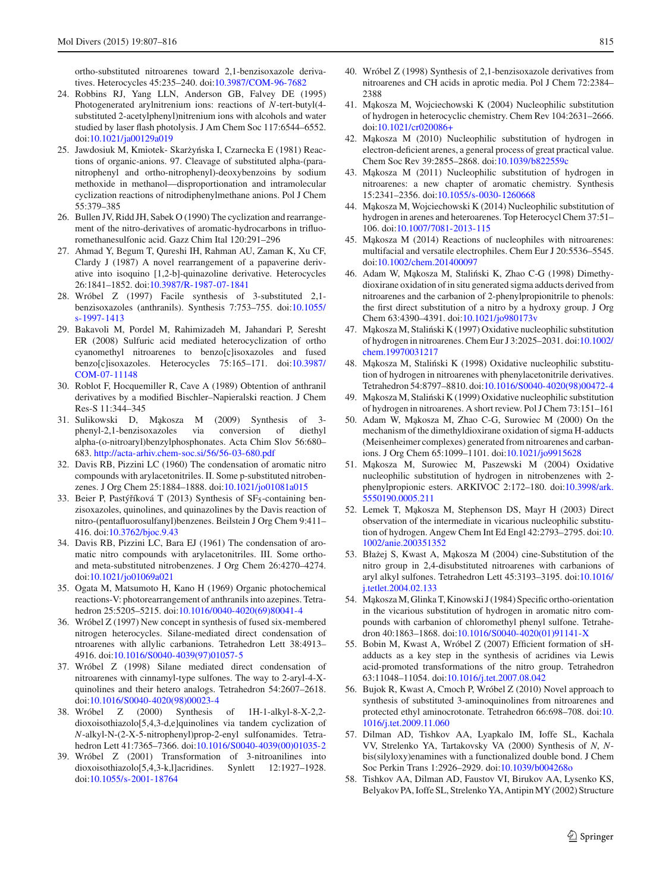ortho-substituted nitroarenes toward 2,1-benzisoxazole derivatives. Heterocycles 45:235–240. doi:10.3987/COM-96-7682

24. Robbins RJ, Yang LLN, Anderson GB, Falvey DE (1995) Photogenerated arylnitrenium ions: reactions of *N*-tert-butyl(4-substituted 2-acetylphenyl)nitrenium ions with alcohols and water studied by laser flash photolysis. J Am Chem Soc 117:6544–6552. doi:10.1021/ja00129a019
25. Jawdosiuk M, Kmiotek- Skarżyńska I, Czarnecka E (1981) Reactions of organic-anions. 97. Cleavage of substituted alpha-(para-nitrophenyl and ortho-nitrophenyl)-deoxybenzoins by sodium methoxide in methanol—disproportionation and intramolecular cyclization reactions of nitrodiphenylmethane anions. Pol J Chem 55:379–385
26. Bullen JV, Ridd JH, Sabek O (1990) The cyclization and rearrangement of the nitro-derivatives of aromatic-hydrocarbons in trifluoromethanesulfonic acid. Gazz Chim Ital 120:291–296
27. Ahmad Y, Begum T, Qureshi IH, Rahman AU, Zaman K, Xu CF, Clardy J (1987) A novel rearrangement of a papaverine derivative into isoquino [1,2-b]-quinazoline derivative. Heterocycles 26:1841–1852. doi:10.3987/R-1987-07-1841
28. Wróbel Z (1997) Facile synthesis of 3-substituted 2,1-benzisoxazoles (anthranils). Synthesis 7:753–755. doi:10.1055/s-1997-1413
29. Bakavoli M, Pordel M, Rahimizadeh M, Jahandari P, Seresht ER (2008) Sulfuric acid mediated heterocyclization of ortho cyanomethyl nitroarenes to benzo[c]isoxazoles and fused benzo[c]isoxazoles. Heterocycles 75:165–171. doi:10.3987/COM-07-11148
30. Roblot F, Hocquemiller R, Cave A (1989) Obtention of anthranil derivatives by a modified Bischler–Napieralski reaction. J Chem Res-S 11:344–345
31. Sulikowski D, Mąkosza M (2009) Synthesis of 3-phenyl-2,1-benzisoxazoles via conversion of diethyl alpha-(o-nitroaryl)benzylphosphonates. Acta Chim Slov 56:680–683. http://acta-arhiv.chem-soc.si/56/56-03-680.pdf
32. Davis RB, Pizzini LC (1960) The condensation of aromatic nitro compounds with arylacetonitriles. II. Some p-substituted nitrobenzenes. J Org Chem 25:1884–1888. doi:10.1021/jo01081a015
33. Beier P, Pastýříková T (2013) Synthesis of $SF_5$-containing benzisoxazoles, quinolines, and quinazolines by the Davis reaction of nitro-(pentafluorosulfanyl)benzenes. Beilstein J Org Chem 9:411–416. doi:10.3762/bjoc.9.43
34. Davis RB, Pizzini LC, Bara EJ (1961) The condensation of aromatic nitro compounds with arylacetonitriles. III. Some ortho- and meta-substituted nitrobenzenes. J Org Chem 26:4270–4274. doi:10.1021/jo01069a021
35. Ogata M, Matsumoto H, Kano H (1969) Organic photochemical reactions-V: photorearrangement of anthranils into azepines. Tetrahedron 25:5205–5215. doi:10.1016/0040-4020(69)80041-4
36. Wróbel Z (1997) New concept in synthesis of fused six-membered nitrogen heterocycles. Silane-mediated direct condensation of ntroarenes with allylic carbanions. Tetrahedron Lett 38:4913–4916. doi:10.1016/S0040-4039(97)01057-5
37. Wróbel Z (1998) Silane mediated direct condensation of nitroarenes with cinnamyl-type sulfones. The way to 2-aryl-4-X-quinolines and their hetero analogs. Tetrahedron 54:2607–2618. doi:10.1016/S0040-4020(98)00023-4
38. Wróbel Z (2000) Synthesis of 1H-1-alkyl-8-X-2,2-dioxoisothiazolo[5,4,3-d,e]quinolines via tandem cyclization of *N*-alkyl-N-(2-X-5-nitrophenyl)prop-2-enyl sulfonamides. Tetrahedron Lett 41:7365–7366. doi:10.1016/S0040-4039(00)01035-2
39. Wróbel Z (2001) Transformation of 3-nitroanilines into dioxoisothiazolo[5,4,3-k,l]acridines. Synlett 12:1927–1928. doi:10.1055/s-2001-18764
40. Wróbel Z (1998) Synthesis of 2,1-benzisoxazole derivatives from nitroarenes and CH acids in aprotic media. Pol J Chem 72:2384–2388
41. Mąkosza M, Wojciechowski K (2004) Nucleophilic substitution of hydrogen in heterocyclic chemistry. Chem Rev 104:2631–2666. doi:10.1021/cr020086+
42. Mąkosza M (2010) Nucleophilic substitution of hydrogen in electron-deficient arenes, a general process of great practical value. Chem Soc Rev 39:2855–2868. doi:10.1039/b822559c
43. Mąkosza M (2011) Nucleophilic substitution of hydrogen in nitroarenes: a new chapter of aromatic chemistry. Synthesis 15:2341–2356. doi:10.1055/s-0030-1260668
44. Mąkosza M, Wojciechowski K (2014) Nucleophilic substitution of hydrogen in arenes and heteroarenes. Top Heterocycl Chem 37:51–106. doi:10.1007/7081-2013-115
45. Mąkosza M (2014) Reactions of nucleophiles with nitroarenes: multifacial and versatile electrophiles. Chem Eur J 20:5536–5545. doi:10.1002/chem.201400097
46. Adam W, Mąkosza M, Staliński K, Zhao C-G (1998) Dimethydioxirane oxidation of in situ generated sigma adducts derived from nitroarenes and the carbanion of 2-phenylpropionitrile to phenols: the first direct substitution of a nitro by a hydroxy group. J Org Chem 63:4390–4391. doi:10.1021/jo980173v
47. Mąkosza M, Staliński K (1997) Oxidative nucleophilic substitution of hydrogen in nitroarenes. Chem Eur J 3:2025–2031. doi:10.1002/chem.19970031217
48. Mąkosza M, Staliński K (1998) Oxidative nucleophilic substitution of hydrogen in nitroarenes with phenylacetonitrile derivatives. Tetrahedron 54:8797–8810. doi:10.1016/S0040-4020(98)00472-4
49. Mąkosza M, Staliński K (1999) Oxidative nucleophilic substitution of hydrogen in nitroarenes. A short review. Pol J Chem 73:151–161
50. Adam W, Mąkosza M, Zhao C-G, Surowiec M (2000) On the mechanism of the dimethyldioxirane oxidation of sigma H-adducts (Meisenheimer complexes) generated from nitroarenes and carbanions. J Org Chem 65:1099–1101. doi:10.1021/jo9915628
51. Mąkosza M, Surowiec M, Paszewski M (2004) Oxidative nucleophilic substitution of hydrogen in nitrobenzenes with 2-phenylpropionic esters. ARKIVOC 2:172–180. doi:10.3998/ark.5550190.0005.211
52. Lemek T, Mąkosza M, Stephenson DS, Mayr H (2003) Direct observation of the intermediate in vicarious nucleophilic substitution of hydrogen. Angew Chem Int Ed Engl 42:2793–2795. doi:10.1002/anie.200351352
53. Błażej S, Kwast A, Mąkosza M (2004) cine-Substitution of the nitro group in 2,4-disubstituted nitroarenes with carbanions of aryl alkyl sulfones. Tetrahedron Lett 45:3193–3195. doi:10.1016/j.tetlet.2004.02.133
54. Mąkosza M, Glinka T, Kinowski J (1984) Specific ortho-orientation in the vicarious substitution of hydrogen in aromatic nitro compounds with carbanion of chloromethyl phenyl sulfone. Tetrahedron 40:1863–1868. doi:10.1016/S0040-4020(01)91141-X
55. Bobin M, Kwast A, Wróbel Z (2007) Efficient formation of sH-adducts as a key step in the synthesis of acridines via Lewis acid-promoted transformations of the nitro group. Tetrahedron 63:11048–11054. doi:10.1016/j.tet.2007.08.042
56. Bujok R, Kwast A, Cmoch P, Wróbel Z (2010) Novel approach to synthesis of substituted 3-aminoquinolines from nitroarenes and protected ethyl aminocrotonate. Tetrahedron 66:698–708. doi:10.1016/j.tet.2009.11.060
57. Dilman AD, Tishkov AA, Lyapkalo IM, Ioffe SL, Kachala VV, Strelenko YA, Tartakovsky VA (2000) Synthesis of *N*, *N*-bis(silyloxy)enamines with a functionalized double bond. J Chem Soc Perkin Trans 1:2926–2929. doi:10.1039/b004268o
58. Tishkov AA, Dilman AD, Faustov VI, Birukov AA, Lysenko KS, Belyakov PA, Ioffe SL, Strelenko YA, Antipin MY (2002) Structure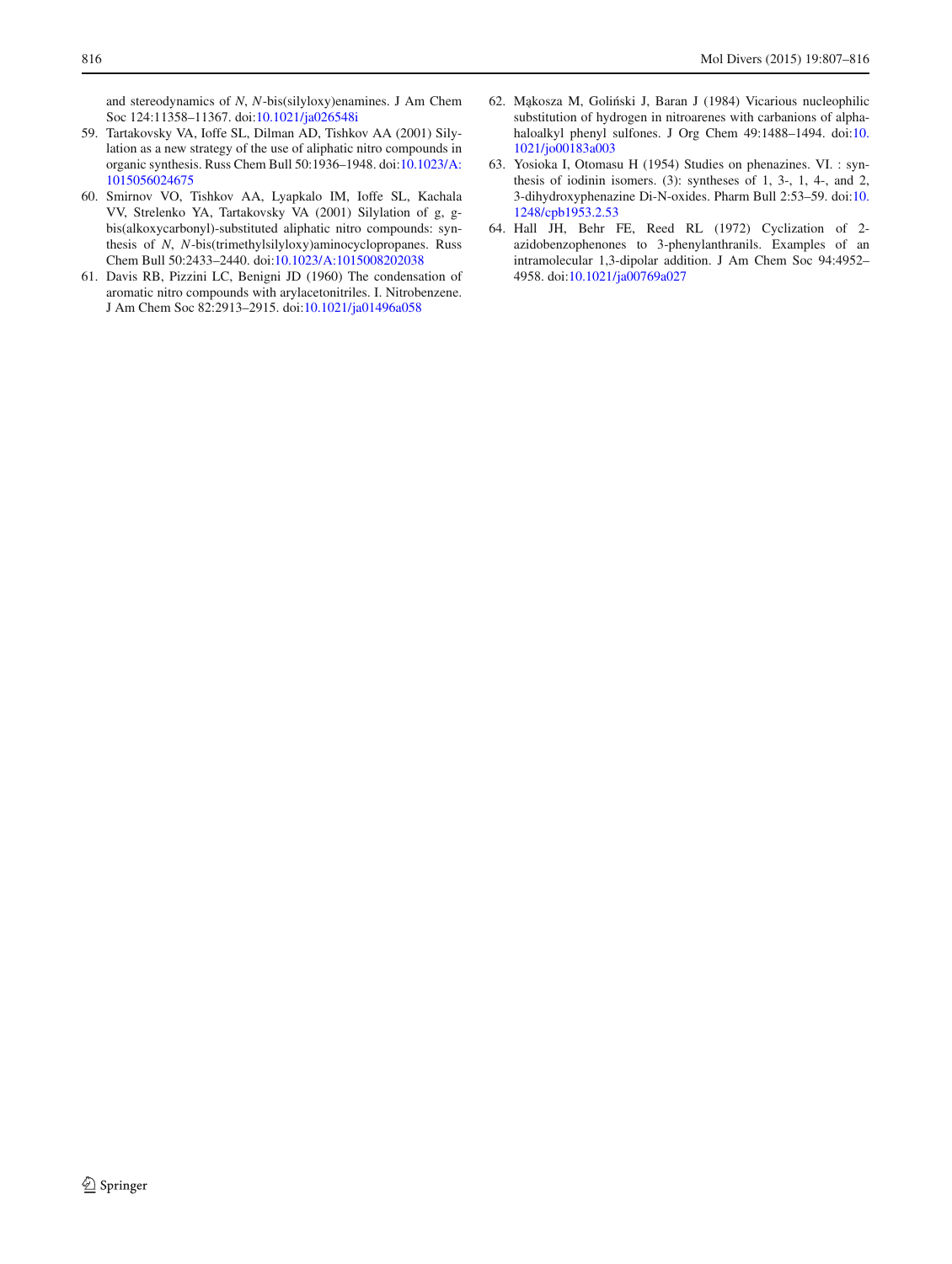and stereodynamics of *N*, *N*-bis(silyloxy)enamines. J Am Chem Soc 124:11358–11367. doi:10.1021/ja026548i

59. Tartakovsky VA, Ioffe SL, Dilman AD, Tishkov AA (2001) Silylation as a new strategy of the use of aliphatic nitro compounds in organic synthesis. Russ Chem Bull 50:1936–1948. doi:10.1023/A:1015056024675
60. Smirnov VO, Tishkov AA, Lyapkalo IM, Ioffe SL, Kachala VV, Strelenko YA, Tartakovsky VA (2001) Silylation of g, g-bis(alkoxycarbonyl)-substituted aliphatic nitro compounds: synthesis of *N*, *N*-bis(trimethylsilyloxy)aminocyclopropanes. Russ Chem Bull 50:2433–2440. doi:10.1023/A:1015008202038
61. Davis RB, Pizzini LC, Benigni JD (1960) The condensation of aromatic nitro compounds with arylacetonitriles. I. Nitrobenzene. J Am Chem Soc 82:2913–2915. doi:10.1021/ja01496a058
62. Mąkosza M, Goliński J, Baran J (1984) Vicarious nucleophilic substitution of hydrogen in nitroarenes with carbanions of alpha-haloalkyl phenyl sulfones. J Org Chem 49:1488–1494. doi:10.1021/jo00183a003
63. Yosioka I, Otomasu H (1954) Studies on phenazines. VI. : synthesis of iodinin isomers. (3): syntheses of 1, 3-, 1, 4-, and 2, 3-dihydroxyphenazine Di-N-oxides. Pharm Bull 2:53–59. doi:10.1248/cpb1953.2.53
64. Hall JH, Behr FE, Reed RL (1972) Cyclization of 2-azidobenzophenones to 3-phenylanthranils. Examples of an intramolecular 1,3-dipolar addition. J Am Chem Soc 94:4952–4958. doi:10.1021/ja00769a027